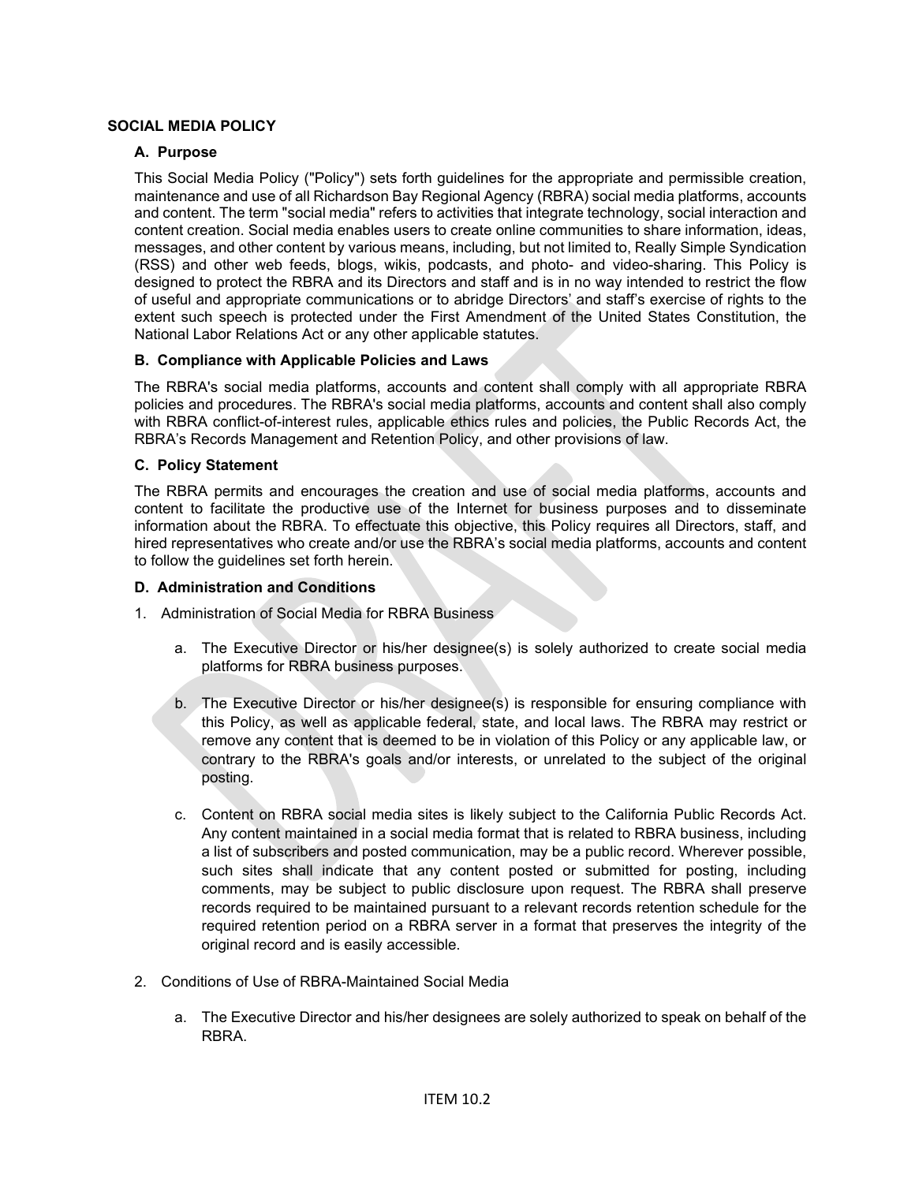# SOCIAL MEDIA POLICY

## A. Purpose

This Social Media Policy ("Policy") sets forth guidelines for the appropriate and permissible creation, maintenance and use of all Richardson Bay Regional Agency (RBRA) social media platforms, accounts and content. The term "social media" refers to activities that integrate technology, social interaction and content creation. Social media enables users to create online communities to share information, ideas, messages, and other content by various means, including, but not limited to, Really Simple Syndication (RSS) and other web feeds, blogs, wikis, podcasts, and photo- and video-sharing. This Policy is designed to protect the RBRA and its Directors and staff and is in no way intended to restrict the flow of useful and appropriate communications or to abridge Directors' and staff's exercise of rights to the extent such speech is protected under the First Amendment of the United States Constitution, the National Labor Relations Act or any other applicable statutes.

## B. Compliance with Applicable Policies and Laws

The RBRA's social media platforms, accounts and content shall comply with all appropriate RBRA policies and procedures. The RBRA's social media platforms, accounts and content shall also comply with RBRA conflict-of-interest rules, applicable ethics rules and policies, the Public Records Act, the RBRA's Records Management and Retention Policy, and other provisions of law.

## C. Policy Statement

The RBRA permits and encourages the creation and use of social media platforms, accounts and content to facilitate the productive use of the Internet for business purposes and to disseminate information about the RBRA. To effectuate this objective, this Policy requires all Directors, staff, and hired representatives who create and/or use the RBRA's social media platforms, accounts and content to follow the guidelines set forth herein.

## D. Administration and Conditions

1. Administration of Social Media for RBRA Business

   a. The Executive Director or his/her designee(s) is solely authorized to create social media platforms for RBRA business purposes.

   b. The Executive Director or his/her designee(s) is responsible for ensuring compliance with this Policy, as well as applicable federal, state, and local laws. The RBRA may restrict or remove any content that is deemed to be in violation of this Policy or any applicable law, or contrary to the RBRA's goals and/or interests, or unrelated to the subject of the original posting.

   c. Content on RBRA social media sites is likely subject to the California Public Records Act. Any content maintained in a social media format that is related to RBRA business, including a list of subscribers and posted communication, may be a public record. Wherever possible, such sites shall indicate that any content posted or submitted for posting, including comments, may be subject to public disclosure upon request. The RBRA shall preserve records required to be maintained pursuant to a relevant records retention schedule for the required retention period on a RBRA server in a format that preserves the integrity of the original record and is easily accessible.

2. Conditions of Use of RBRA-Maintained Social Media

   a. The Executive Director and his/her designees are solely authorized to speak on behalf of the RBRA.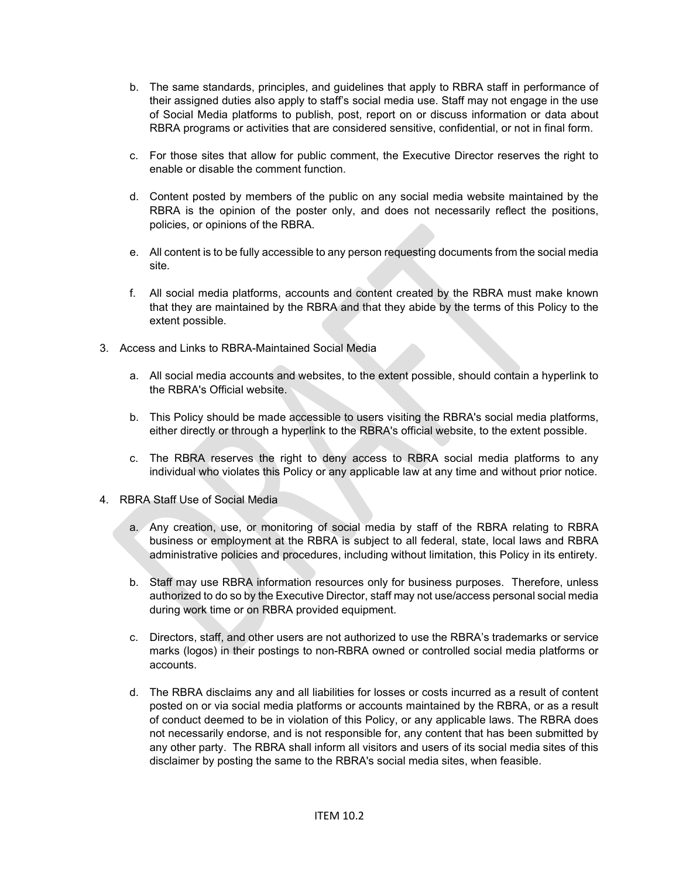b. The same standards, principles, and guidelines that apply to RBRA staff in performance of their assigned duties also apply to staff's social media use. Staff may not engage in the use of Social Media platforms to publish, post, report on or discuss information or data about RBRA programs or activities that are considered sensitive, confidential, or not in final form.

c. For those sites that allow for public comment, the Executive Director reserves the right to enable or disable the comment function.

d. Content posted by members of the public on any social media website maintained by the RBRA is the opinion of the poster only, and does not necessarily reflect the positions, policies, or opinions of the RBRA.

e. All content is to be fully accessible to any person requesting documents from the social media site.

f. All social media platforms, accounts and content created by the RBRA must make known that they are maintained by the RBRA and that they abide by the terms of this Policy to the extent possible.

3. Access and Links to RBRA-Maintained Social Media

   a. All social media accounts and websites, to the extent possible, should contain a hyperlink to the RBRA's Official website.

   b. This Policy should be made accessible to users visiting the RBRA's social media platforms, either directly or through a hyperlink to the RBRA's official website, to the extent possible.

   c. The RBRA reserves the right to deny access to RBRA social media platforms to any individual who violates this Policy or any applicable law at any time and without prior notice.

4. RBRA Staff Use of Social Media

   a. Any creation, use, or monitoring of social media by staff of the RBRA relating to RBRA business or employment at the RBRA is subject to all federal, state, local laws and RBRA administrative policies and procedures, including without limitation, this Policy in its entirety.

   b. Staff may use RBRA information resources only for business purposes. Therefore, unless authorized to do so by the Executive Director, staff may not use/access personal social media during work time or on RBRA provided equipment.

   c. Directors, staff, and other users are not authorized to use the RBRA's trademarks or service marks (logos) in their postings to non-RBRA owned or controlled social media platforms or accounts.

   d. The RBRA disclaims any and all liabilities for losses or costs incurred as a result of content posted on or via social media platforms or accounts maintained by the RBRA, or as a result of conduct deemed to be in violation of this Policy, or any applicable laws. The RBRA does not necessarily endorse, and is not responsible for, any content that has been submitted by any other party. The RBRA shall inform all visitors and users of its social media sites of this disclaimer by posting the same to the RBRA's social media sites, when feasible.

ITEM 10.2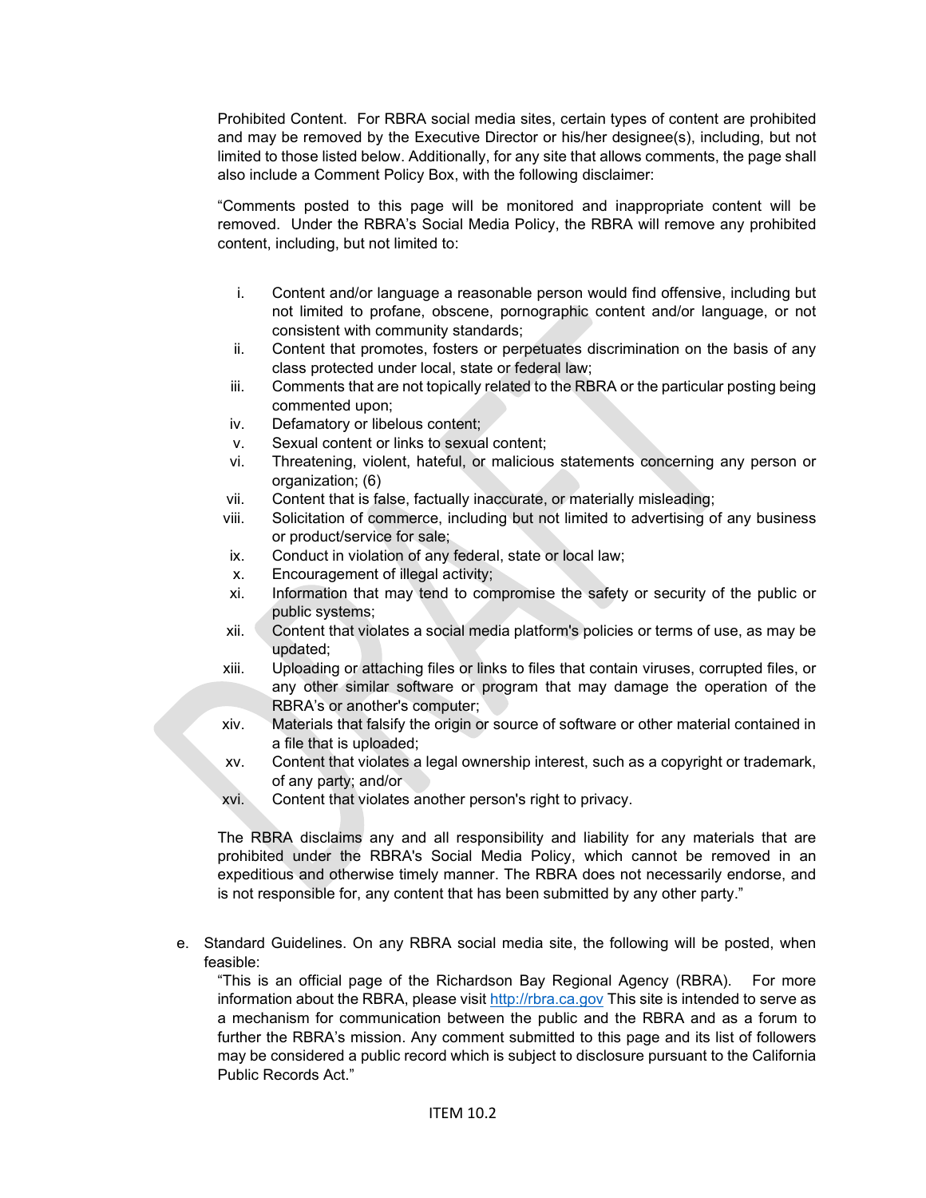Prohibited Content. For RBRA social media sites, certain types of content are prohibited and may be removed by the Executive Director or his/her designee(s), including, but not limited to those listed below. Additionally, for any site that allows comments, the page shall also include a Comment Policy Box, with the following disclaimer:

"Comments posted to this page will be monitored and inappropriate content will be removed. Under the RBRA's Social Media Policy, the RBRA will remove any prohibited content, including, but not limited to:

i. Content and/or language a reasonable person would find offensive, including but not limited to profane, obscene, pornographic content and/or language, or not consistent with community standards;
ii. Content that promotes, fosters or perpetuates discrimination on the basis of any class protected under local, state or federal law;
iii. Comments that are not topically related to the RBRA or the particular posting being commented upon;
iv. Defamatory or libelous content;
v. Sexual content or links to sexual content;
vi. Threatening, violent, hateful, or malicious statements concerning any person or organization; (6)
vii. Content that is false, factually inaccurate, or materially misleading;
viii. Solicitation of commerce, including but not limited to advertising of any business or product/service for sale;
ix. Conduct in violation of any federal, state or local law;
x. Encouragement of illegal activity;
xi. Information that may tend to compromise the safety or security of the public or public systems;
xii. Content that violates a social media platform's policies or terms of use, as may be updated;
xiii. Uploading or attaching files or links to files that contain viruses, corrupted files, or any other similar software or program that may damage the operation of the RBRA's or another's computer;
xiv. Materials that falsify the origin or source of software or other material contained in a file that is uploaded;
xv. Content that violates a legal ownership interest, such as a copyright or trademark, of any party; and/or
xvi. Content that violates another person's right to privacy.

The RBRA disclaims any and all responsibility and liability for any materials that are prohibited under the RBRA's Social Media Policy, which cannot be removed in an expeditious and otherwise timely manner. The RBRA does not necessarily endorse, and is not responsible for, any content that has been submitted by any other party."

e. Standard Guidelines. On any RBRA social media site, the following will be posted, when feasible:
"This is an official page of the Richardson Bay Regional Agency (RBRA). For more information about the RBRA, please visit http://rbra.ca.gov This site is intended to serve as a mechanism for communication between the public and the RBRA and as a forum to further the RBRA's mission. Any comment submitted to this page and its list of followers may be considered a public record which is subject to disclosure pursuant to the California Public Records Act."

ITEM 10.2